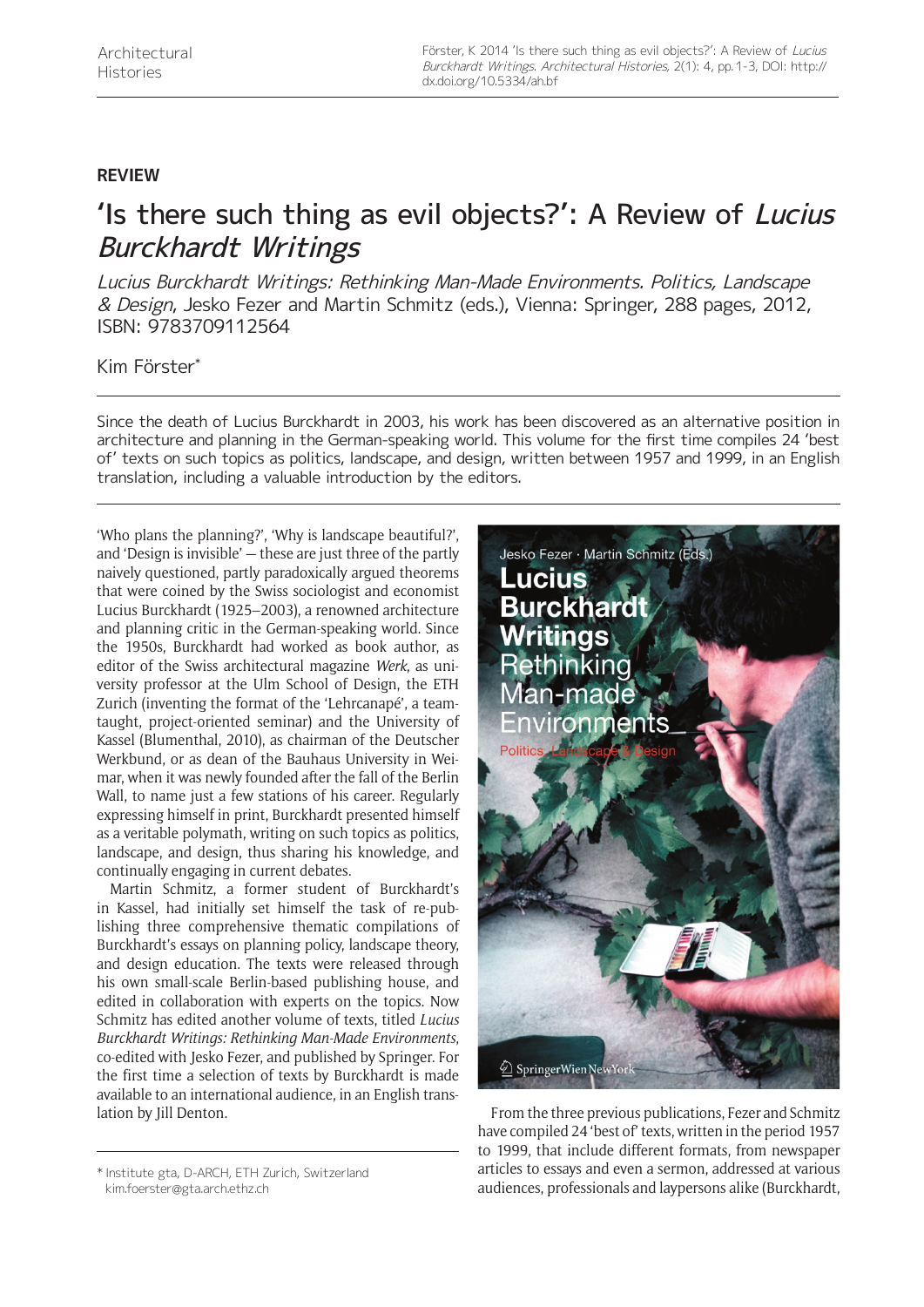REVIEW

# 'Is there such thing as evil objects?': A Review of *Lucius Burckhardt Writings*

*Lucius Burckhardt Writings: Rethinking Man-Made Environments. Politics, Landscape & Design*, Jesko Fezer and Martin Schmitz (eds.), Vienna: Springer, 288 pages, 2012, ISBN: 9783709112564

Kim Förster*

Since the death of Lucius Burckhardt in 2003, his work has been discovered as an alternative position in architecture and planning in the German-speaking world. This volume for the first time compiles 24 'best of' texts on such topics as politics, landscape, and design, written between 1957 and 1999, in an English translation, including a valuable introduction by the editors.

'Who plans the planning?', 'Why is landscape beautiful?', and 'Design is invisible' — these are just three of the partly naively questioned, partly paradoxically argued theorems that were coined by the Swiss sociologist and economist Lucius Burckhardt (1925–2003), a renowned architecture and planning critic in the German-speaking world. Since the 1950s, Burckhardt had worked as book author, as editor of the Swiss architectural magazine *Werk*, as university professor at the Ulm School of Design, the ETH Zurich (inventing the format of the 'Lehrcanapé', a team-taught, project-oriented seminar) and the University of Kassel (Blumenthal, 2010), as chairman of the Deutscher Werkbund, or as dean of the Bauhaus University in Weimar, when it was newly founded after the fall of the Berlin Wall, to name just a few stations of his career. Regularly expressing himself in print, Burckhardt presented himself as a veritable polymath, writing on such topics as politics, landscape, and design, thus sharing his knowledge, and continually engaging in current debates.

Martin Schmitz, a former student of Burckhardt's in Kassel, had initially set himself the task of re-publishing three comprehensive thematic compilations of Burckhardt's essays on planning policy, landscape theory, and design education. The texts were released through his own small-scale Berlin-based publishing house, and edited in collaboration with experts on the topics. Now Schmitz has edited another volume of texts, titled *Lucius Burckhardt Writings: Rethinking Man-Made Environments*, co-edited with Jesko Fezer, and published by Springer. For the first time a selection of texts by Burckhardt is made available to an international audience, in an English translation by Jill Denton.

From the three previous publications, Fezer and Schmitz have compiled 24 'best of' texts, written in the period 1957 to 1999, that include different formats, from newspaper articles to essays and even a sermon, addressed at various audiences, professionals and laypersons alike (Burckhardt,

* Institute gta, D-ARCH, ETH Zurich, Switzerland
kim.foerster@gta.arch.ethz.ch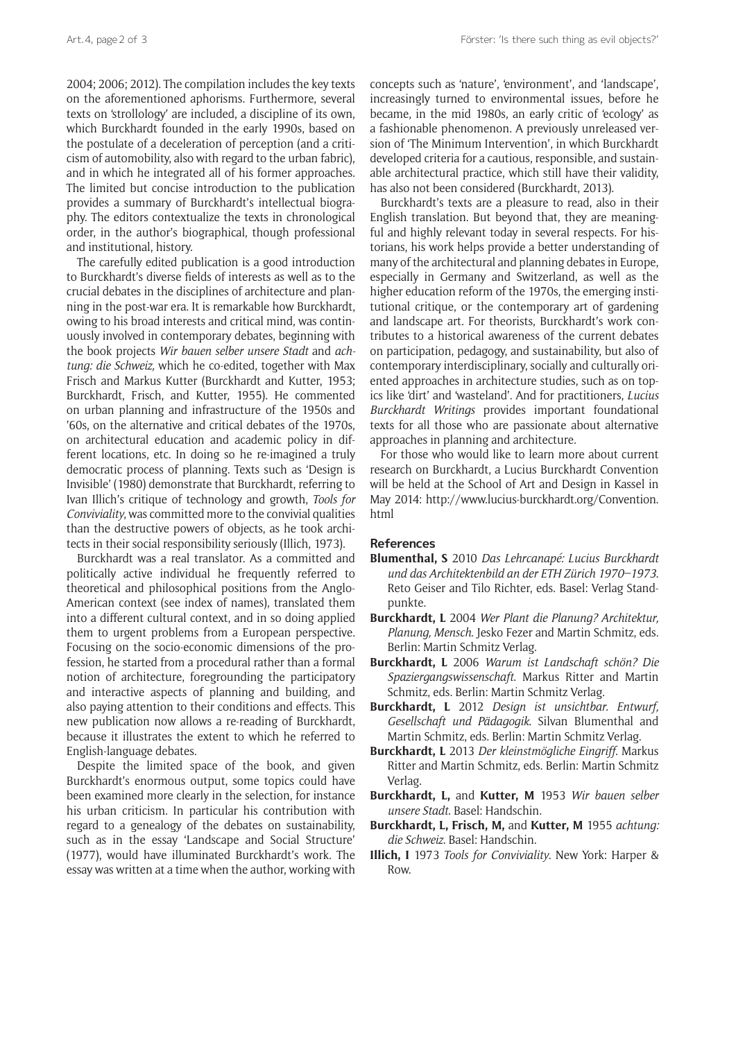2004; 2006; 2012). The compilation includes the key texts on the aforementioned aphorisms. Furthermore, several texts on 'strollology' are included, a discipline of its own, which Burckhardt founded in the early 1990s, based on the postulate of a deceleration of perception (and a criticism of automobility, also with regard to the urban fabric), and in which he integrated all of his former approaches. The limited but concise introduction to the publication provides a summary of Burckhardt's intellectual biography. The editors contextualize the texts in chronological order, in the author's biographical, though professional and institutional, history.

The carefully edited publication is a good introduction to Burckhardt's diverse fields of interests as well as to the crucial debates in the disciplines of architecture and planning in the post-war era. It is remarkable how Burckhardt, owing to his broad interests and critical mind, was continuously involved in contemporary debates, beginning with the book projects *Wir bauen selber unsere Stadt* and *achtung: die Schweiz,* which he co-edited, together with Max Frisch and Markus Kutter (Burckhardt and Kutter, 1953; Burckhardt, Frisch, and Kutter, 1955). He commented on urban planning and infrastructure of the 1950s and '60s, on the alternative and critical debates of the 1970s, on architectural education and academic policy in different locations, etc. In doing so he re-imagined a truly democratic process of planning. Texts such as 'Design is Invisible' (1980) demonstrate that Burckhardt, referring to Ivan Illich's critique of technology and growth, *Tools for Conviviality*, was committed more to the convivial qualities than the destructive powers of objects, as he took architects in their social responsibility seriously (Illich, 1973).

Burckhardt was a real translator. As a committed and politically active individual he frequently referred to theoretical and philosophical positions from the Anglo-American context (see index of names), translated them into a different cultural context, and in so doing applied them to urgent problems from a European perspective. Focusing on the socio-economic dimensions of the profession, he started from a procedural rather than a formal notion of architecture, foregrounding the participatory and interactive aspects of planning and building, and also paying attention to their conditions and effects. This new publication now allows a re-reading of Burckhardt, because it illustrates the extent to which he referred to English-language debates.

Despite the limited space of the book, and given Burckhardt's enormous output, some topics could have been examined more clearly in the selection, for instance his urban criticism. In particular his contribution with regard to a genealogy of the debates on sustainability, such as in the essay 'Landscape and Social Structure' (1977), would have illuminated Burckhardt's work. The essay was written at a time when the author, working with concepts such as 'nature', 'environment', and 'landscape', increasingly turned to environmental issues, before he became, in the mid 1980s, an early critic of 'ecology' as a fashionable phenomenon. A previously unreleased version of 'The Minimum Intervention', in which Burckhardt developed criteria for a cautious, responsible, and sustainable architectural practice, which still have their validity, has also not been considered (Burckhardt, 2013).

Burckhardt's texts are a pleasure to read, also in their English translation. But beyond that, they are meaningful and highly relevant today in several respects. For historians, his work helps provide a better understanding of many of the architectural and planning debates in Europe, especially in Germany and Switzerland, as well as the higher education reform of the 1970s, the emerging institutional critique, or the contemporary art of gardening and landscape art. For theorists, Burckhardt's work contributes to a historical awareness of the current debates on participation, pedagogy, and sustainability, but also of contemporary interdisciplinary, socially and culturally oriented approaches in architecture studies, such as on topics like 'dirt' and 'wasteland'. And for practitioners, *Lucius Burckhardt Writings* provides important foundational texts for all those who are passionate about alternative approaches in planning and architecture.

For those who would like to learn more about current research on Burckhardt, a Lucius Burckhardt Convention will be held at the School of Art and Design in Kassel in May 2014: http://www.lucius-burckhardt.org/Convention.html

## References

**Blumenthal, S** 2010 *Das Lehrcanapé: Lucius Burckhardt und das Architektenbild an der ETH Zürich 1970–1973.* Reto Geiser and Tilo Richter, eds. Basel: Verlag Standpunkte.

**Burckhardt, L** 2004 *Wer Plant die Planung? Architektur, Planung, Mensch.* Jesko Fezer and Martin Schmitz, eds. Berlin: Martin Schmitz Verlag.

**Burckhardt, L** 2006 *Warum ist Landschaft schön? Die Spaziergangswissenschaft.* Markus Ritter and Martin Schmitz, eds. Berlin: Martin Schmitz Verlag.

**Burckhardt, L** 2012 *Design ist unsichtbar. Entwurf, Gesellschaft und Pädagogik.* Silvan Blumenthal and Martin Schmitz, eds. Berlin: Martin Schmitz Verlag.

**Burckhardt, L** 2013 *Der kleinstmögliche Eingriff.* Markus Ritter and Martin Schmitz, eds. Berlin: Martin Schmitz Verlag.

**Burckhardt, L,** and **Kutter, M** 1953 *Wir bauen selber unsere Stadt.* Basel: Handschin.

**Burckhardt, L, Frisch, M,** and **Kutter, M** 1955 *achtung: die Schweiz.* Basel: Handschin.

**Illich, I** 1973 *Tools for Conviviality.* New York: Harper & Row.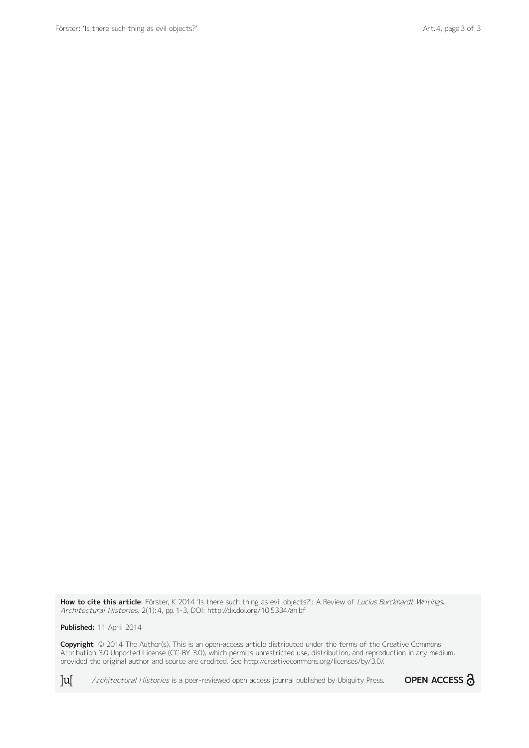**How to cite this article**: Förster, K 2014 'Is there such thing as evil objects?': A Review of *Lucius Burckhardt Writings*. *Architectural Histories,* 2(1): 4, pp. 1-3, DOI: http://dx.doi.org/10.5334/ah.bf

**Published:** 11 April 2014

**Copyright**: © 2014 The Author(s). This is an open-access article distributed under the terms of the Creative Commons Attribution 3.0 Unported License (CC-BY 3.0), which permits unrestricted use, distribution, and reproduction in any medium, provided the original author and source are credited. See http://creativecommons.org/licenses/by/3.0/.

]u[ *Architectural Histories* is a peer-reviewed open access journal published by Ubiquity Press. **OPEN ACCESS**